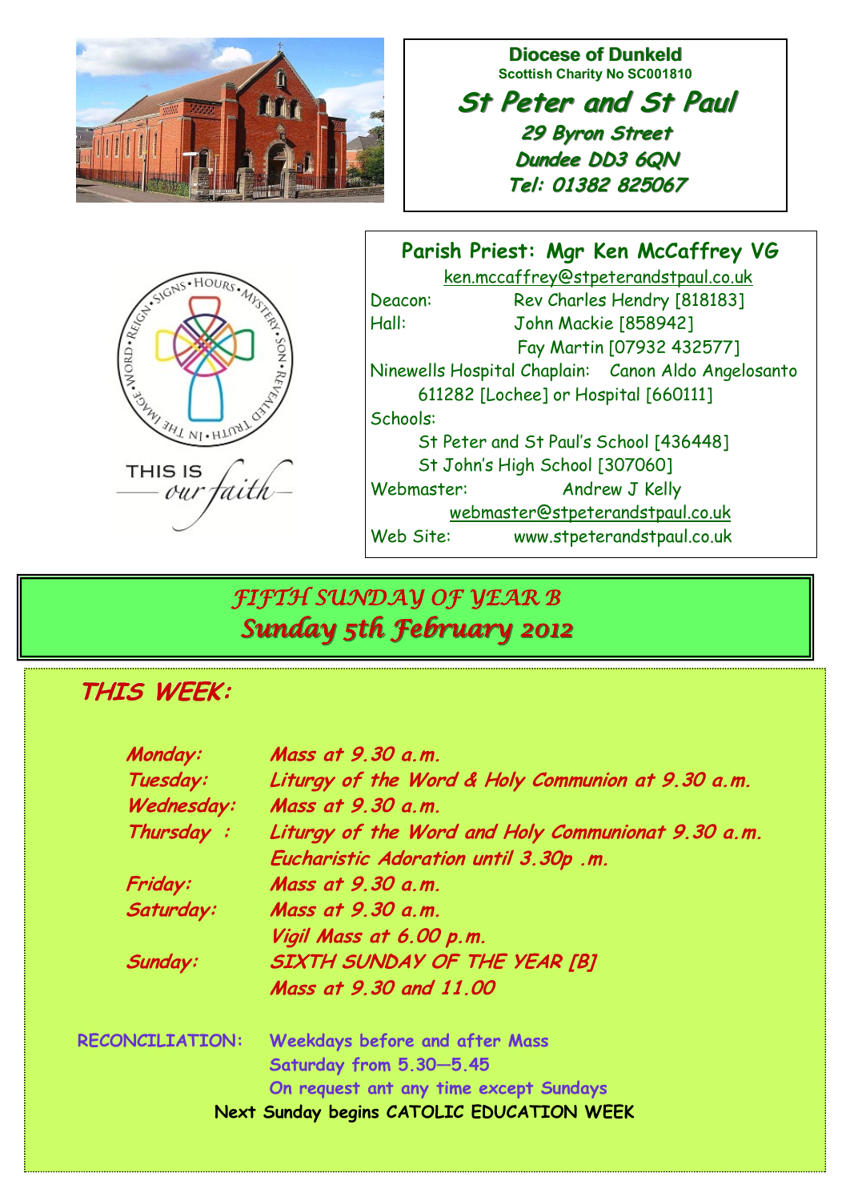**Diocese of Dunkeld**
Scottish Charity No SC001810

# St Peter and St Paul

**29 Byron Street**
**Dundee DD3 6QN**
**Tel: 01382 825067**

THIS IS *our faith*

**Parish Priest: Mgr Ken McCaffrey VG**
ken.mccaffrey@stpeterandstpaul.co.uk

Deacon: Rev Charles Hendry [818183]
Hall: John Mackie [858942]
Fay Martin [07932 432577]
Ninewells Hospital Chaplain: Canon Aldo Angelosanto 611282 [Lochee] or Hospital [660111]
Schools:
St Peter and St Paul's School [436448]
St John's High School [307060]
Webmaster: Andrew J Kelly
webmaster@stpeterandstpaul.co.uk
Web Site: www.stpeterandstpaul.co.uk

## *FIFTH SUNDAY OF YEAR B*
## *Sunday 5th February 2012*

### *THIS WEEK:*

| | |
|---|---|
| *Monday:* | *Mass at 9.30 a.m.* |
| *Tuesday:* | *Liturgy of the Word & Holy Communion at 9.30 a.m.* |
| *Wednesday:* | *Mass at 9.30 a.m.* |
| *Thursday :* | *Liturgy of the Word and Holy Communionat 9.30 a.m.* |
| | *Eucharistic Adoration until 3.30p .m.* |
| *Friday:* | *Mass at 9.30 a.m.* |
| *Saturday:* | *Mass at 9.30 a.m.* |
| | *Vigil Mass at 6.00 p.m.* |
| *Sunday:* | *SIXTH SUNDAY OF THE YEAR [B]* |
| | *Mass at 9.30 and 11.00* |

**RECONCILIATION:** Weekdays before and after Mass
Saturday from 5.30—5.45
On request ant any time except Sundays

**Next Sunday begins CATOLIC EDUCATION WEEK**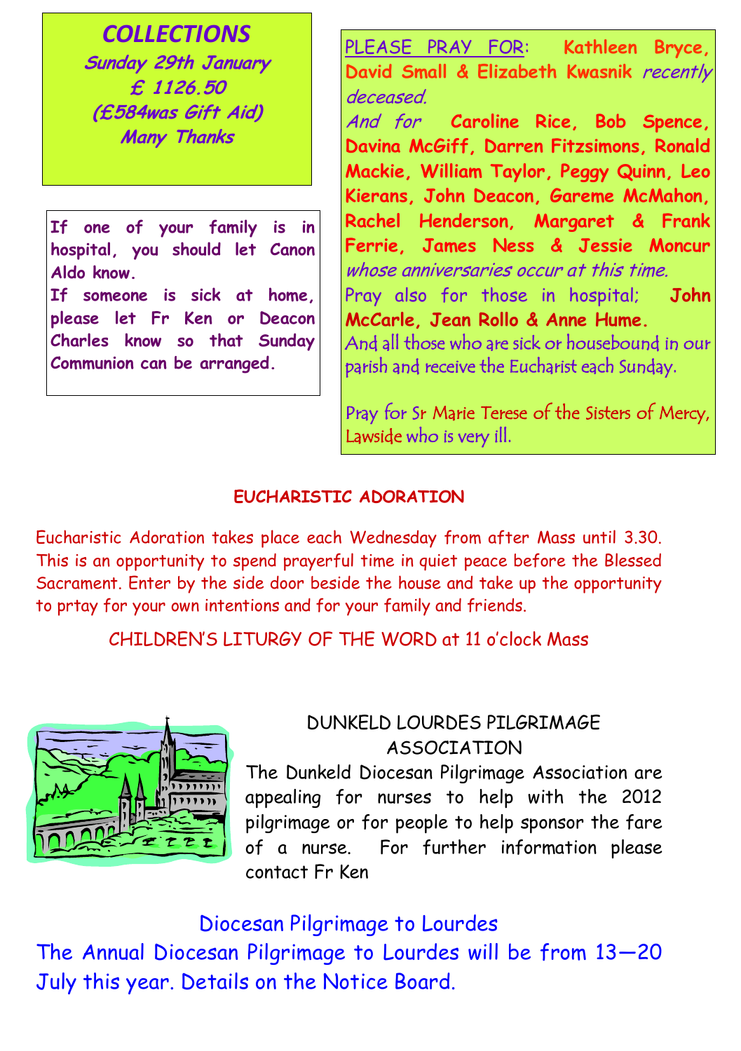## COLLECTIONS

**Sunday 29th January**
**£ 1126.50**
**(£584was Gift Aid)**
**Many Thanks**

**If one of your family is in hospital, you should let Canon Aldo know.**
**If someone is sick at home, please let Fr Ken or Deacon Charles know so that Sunday Communion can be arranged.**

PLEASE PRAY FOR: **Kathleen Bryce, David Small & Elizabeth Kwasnik** *recently deceased.*
*And for* **Caroline Rice, Bob Spence, Davina McGiff, Darren Fitzsimons, Ronald Mackie, William Taylor, Peggy Quinn, Leo Kierans, John Deacon, Gareme McMahon, Rachel Henderson, Margaret & Frank Ferrie, James Ness & Jessie Moncur** *whose anniversaries occur at this time.*
Pray also for those in hospital; **John McCarle, Jean Rollo & Anne Hume.**
And all those who are sick or housebound in our parish and receive the Eucharist each Sunday.

Pray for Sr Marie Terese of the Sisters of Mercy, Lawside who is very ill.

## EUCHARISTIC ADORATION

Eucharistic Adoration takes place each Wednesday from after Mass until 3.30. This is an opportunity to spend prayerful time in quiet peace before the Blessed Sacrament. Enter by the side door beside the house and take up the opportunity to prtay for your own intentions and for your family and friends.

CHILDREN'S LITURGY OF THE WORD at 11 o'clock Mass

## DUNKELD LOURDES PILGRIMAGE ASSOCIATION

The Dunkeld Diocesan Pilgrimage Association are appealing for nurses to help with the 2012 pilgrimage or for people to help sponsor the fare of a nurse. For further information please contact Fr Ken

## Diocesan Pilgrimage to Lourdes

The Annual Diocesan Pilgrimage to Lourdes will be from 13—20 July this year. Details on the Notice Board.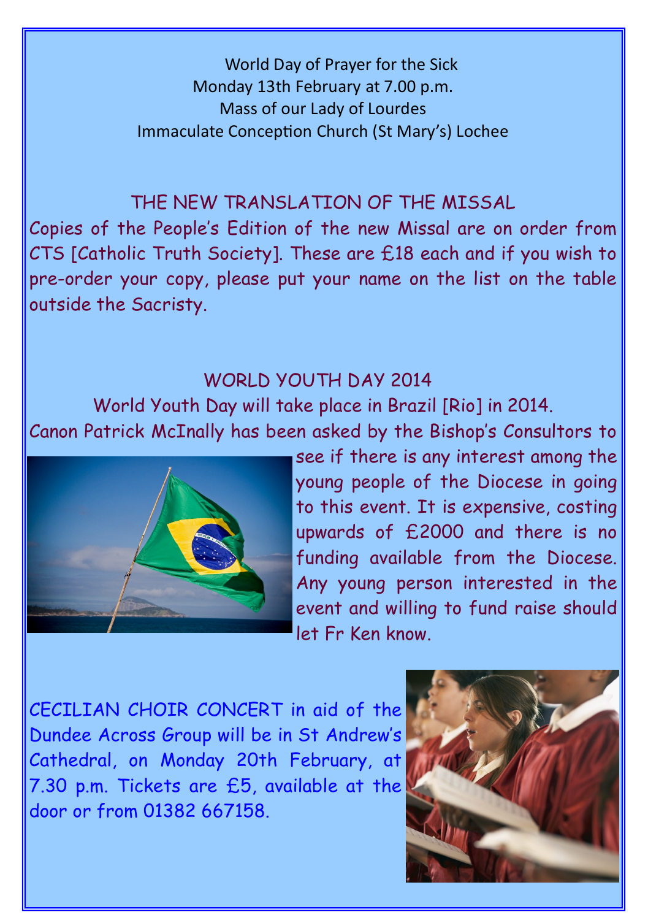World Day of Prayer for the Sick
Monday 13th February at 7.00 p.m.
Mass of our Lady of Lourdes
Immaculate Conception Church (St Mary's) Lochee

## THE NEW TRANSLATION OF THE MISSAL

Copies of the People's Edition of the new Missal are on order from CTS [Catholic Truth Society]. These are £18 each and if you wish to pre-order your copy, please put your name on the list on the table outside the Sacristy.

## WORLD YOUTH DAY 2014

World Youth Day will take place in Brazil [Rio] in 2014.

Canon Patrick McInally has been asked by the Bishop's Consultors to see if there is any interest among the young people of the Diocese in going to this event. It is expensive, costing upwards of £2000 and there is no funding available from the Diocese. Any young person interested in the event and willing to fund raise should let Fr Ken know.

CECILIAN CHOIR CONCERT in aid of the Dundee Across Group will be in St Andrew's Cathedral, on Monday 20th February, at 7.30 p.m. Tickets are £5, available at the door or from 01382 667158.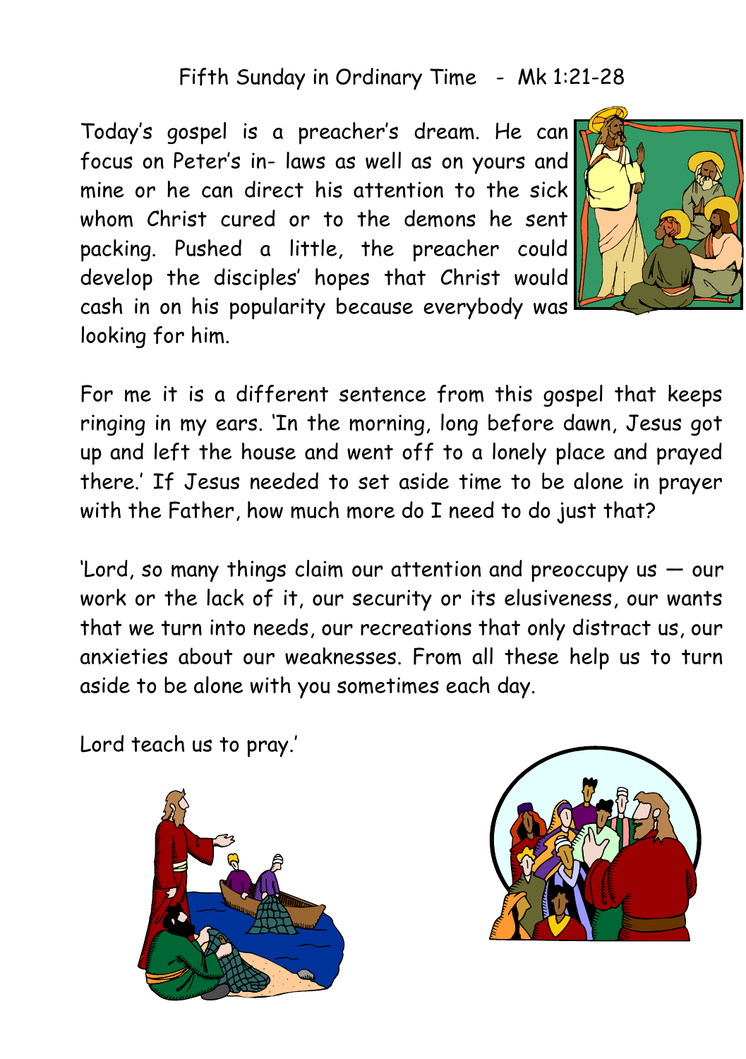## Fifth Sunday in Ordinary Time - Mk 1:21-28

Today's gospel is a preacher's dream. He can focus on Peter's in- laws as well as on yours and mine or he can direct his attention to the sick whom Christ cured or to the demons he sent packing. Pushed a little, the preacher could develop the disciples' hopes that Christ would cash in on his popularity because everybody was looking for him.

For me it is a different sentence from this gospel that keeps ringing in my ears. 'In the morning, long before dawn, Jesus got up and left the house and went off to a lonely place and prayed there.' If Jesus needed to set aside time to be alone in prayer with the Father, how much more do I need to do just that?

'Lord, so many things claim our attention and preoccupy us — our work or the lack of it, our security or its elusiveness, our wants that we turn into needs, our recreations that only distract us, our anxieties about our weaknesses. From all these help us to turn aside to be alone with you sometimes each day.

Lord teach us to pray.'